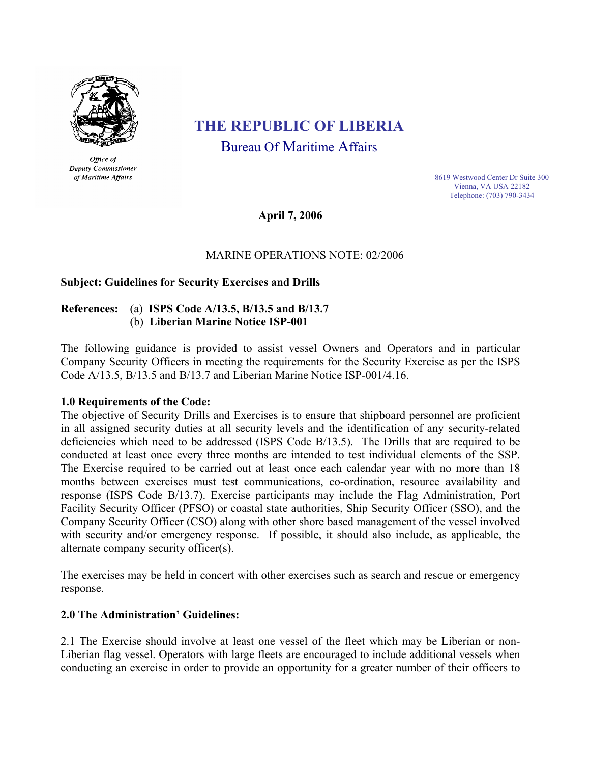Office of
Deputy Commissioner
of Maritime Affairs

# THE REPUBLIC OF LIBERIA

## Bureau Of Maritime Affairs

8619 Westwood Center Dr Suite 300
Vienna, VA USA 22182
Telephone: (703) 790-3434

**April 7, 2006**

MARINE OPERATIONS NOTE: 02/2006

**Subject: Guidelines for Security Exercises and Drills**

**References:** (a) **ISPS Code A/13.5, B/13.5 and B/13.7**
(b) **Liberian Marine Notice ISP-001**

The following guidance is provided to assist vessel Owners and Operators and in particular Company Security Officers in meeting the requirements for the Security Exercise as per the ISPS Code A/13.5, B/13.5 and B/13.7 and Liberian Marine Notice ISP-001/4.16.

### 1.0 Requirements of the Code:

The objective of Security Drills and Exercises is to ensure that shipboard personnel are proficient in all assigned security duties at all security levels and the identification of any security-related deficiencies which need to be addressed (ISPS Code B/13.5). The Drills that are required to be conducted at least once every three months are intended to test individual elements of the SSP. The Exercise required to be carried out at least once each calendar year with no more than 18 months between exercises must test communications, co-ordination, resource availability and response (ISPS Code B/13.7). Exercise participants may include the Flag Administration, Port Facility Security Officer (PFSO) or coastal state authorities, Ship Security Officer (SSO), and the Company Security Officer (CSO) along with other shore based management of the vessel involved with security and/or emergency response. If possible, it should also include, as applicable, the alternate company security officer(s).

The exercises may be held in concert with other exercises such as search and rescue or emergency response.

### 2.0 The Administration' Guidelines:

2.1 The Exercise should involve at least one vessel of the fleet which may be Liberian or non-Liberian flag vessel. Operators with large fleets are encouraged to include additional vessels when conducting an exercise in order to provide an opportunity for a greater number of their officers to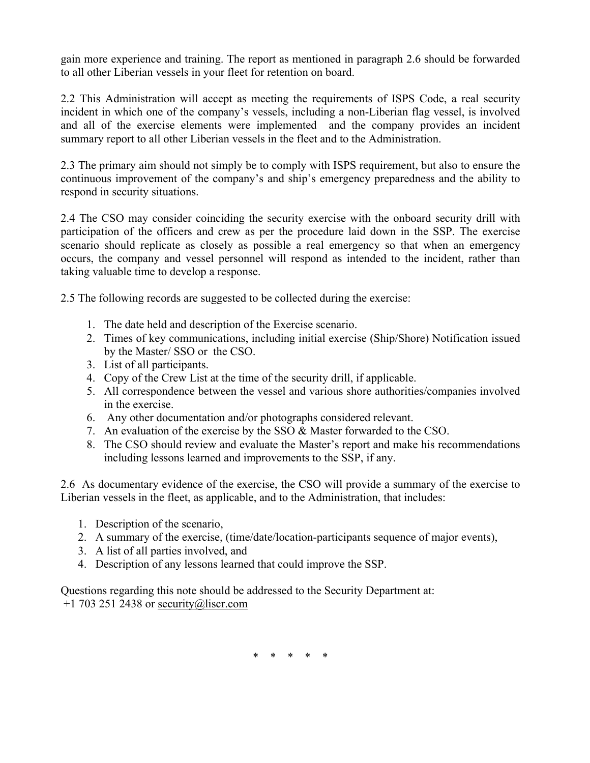gain more experience and training. The report as mentioned in paragraph 2.6 should be forwarded to all other Liberian vessels in your fleet for retention on board.

2.2 This Administration will accept as meeting the requirements of ISPS Code, a real security incident in which one of the company's vessels, including a non-Liberian flag vessel, is involved and all of the exercise elements were implemented and the company provides an incident summary report to all other Liberian vessels in the fleet and to the Administration.

2.3 The primary aim should not simply be to comply with ISPS requirement, but also to ensure the continuous improvement of the company's and ship's emergency preparedness and the ability to respond in security situations.

2.4 The CSO may consider coinciding the security exercise with the onboard security drill with participation of the officers and crew as per the procedure laid down in the SSP. The exercise scenario should replicate as closely as possible a real emergency so that when an emergency occurs, the company and vessel personnel will respond as intended to the incident, rather than taking valuable time to develop a response.

2.5 The following records are suggested to be collected during the exercise:

1. The date held and description of the Exercise scenario.
2. Times of key communications, including initial exercise (Ship/Shore) Notification issued by the Master/ SSO or the CSO.
3. List of all participants.
4. Copy of the Crew List at the time of the security drill, if applicable.
5. All correspondence between the vessel and various shore authorities/companies involved in the exercise.
6. Any other documentation and/or photographs considered relevant.
7. An evaluation of the exercise by the SSO & Master forwarded to the CSO.
8. The CSO should review and evaluate the Master's report and make his recommendations including lessons learned and improvements to the SSP, if any.

2.6 As documentary evidence of the exercise, the CSO will provide a summary of the exercise to Liberian vessels in the fleet, as applicable, and to the Administration, that includes:

1. Description of the scenario,
2. A summary of the exercise, (time/date/location-participants sequence of major events),
3. A list of all parties involved, and
4. Description of any lessons learned that could improve the SSP.

Questions regarding this note should be addressed to the Security Department at:
+1 703 251 2438 or security@liscr.com

\* \* \* \* \*